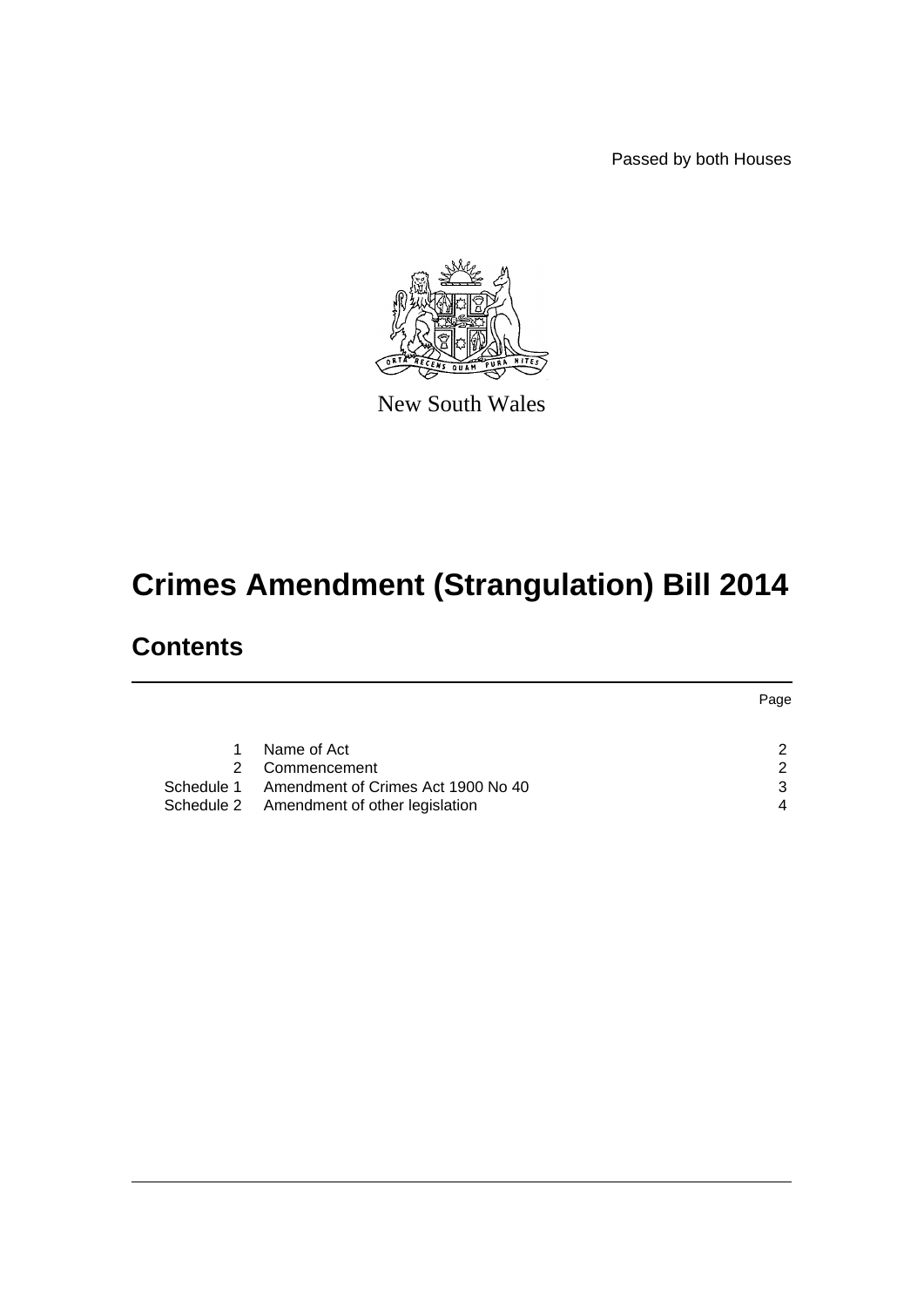Passed by both Houses

New South Wales

# Crimes Amendment (Strangulation) Bill 2014

## Contents

| | | Page |
|---|---|---|
| 1 | Name of Act | 2 |
| 2 | Commencement | 2 |
| Schedule 1 | Amendment of Crimes Act 1900 No 40 | 3 |
| Schedule 2 | Amendment of other legislation | 4 |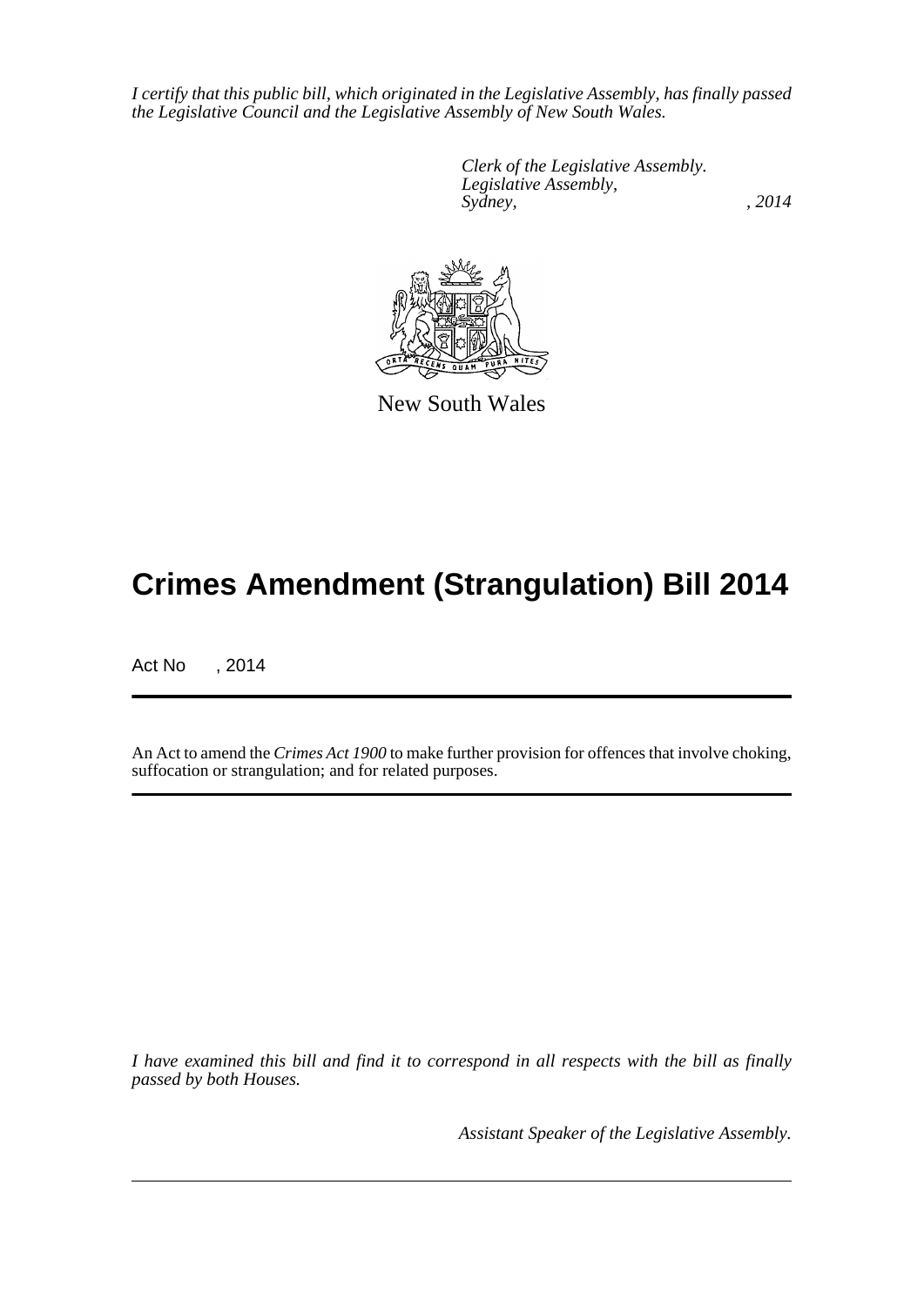*I certify that this public bill, which originated in the Legislative Assembly, has finally passed the Legislative Council and the Legislative Assembly of New South Wales.*

*Clerk of the Legislative Assembly.*
*Legislative Assembly,*
*Sydney, , 2014*

New South Wales

# Crimes Amendment (Strangulation) Bill 2014

Act No , 2014

An Act to amend the *Crimes Act 1900* to make further provision for offences that involve choking, suffocation or strangulation; and for related purposes.

*I have examined this bill and find it to correspond in all respects with the bill as finally passed by both Houses.*

*Assistant Speaker of the Legislative Assembly.*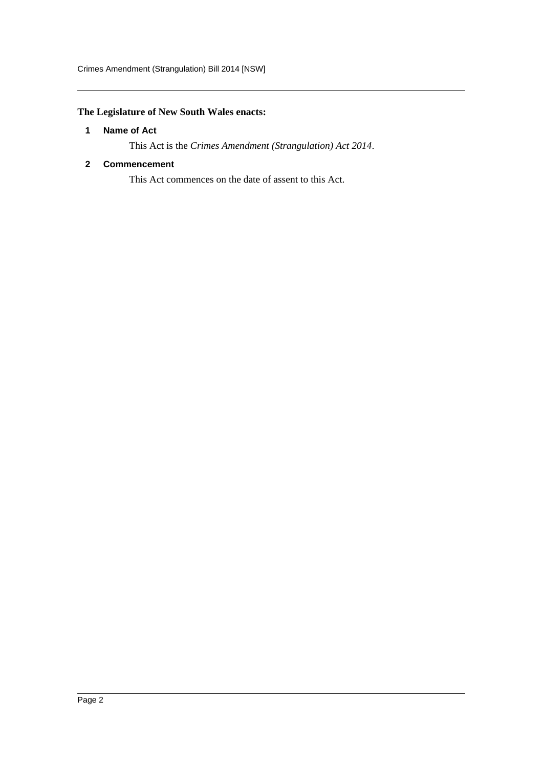**The Legislature of New South Wales enacts:**

## 1 Name of Act

This Act is the *Crimes Amendment (Strangulation) Act 2014*.

## 2 Commencement

This Act commences on the date of assent to this Act.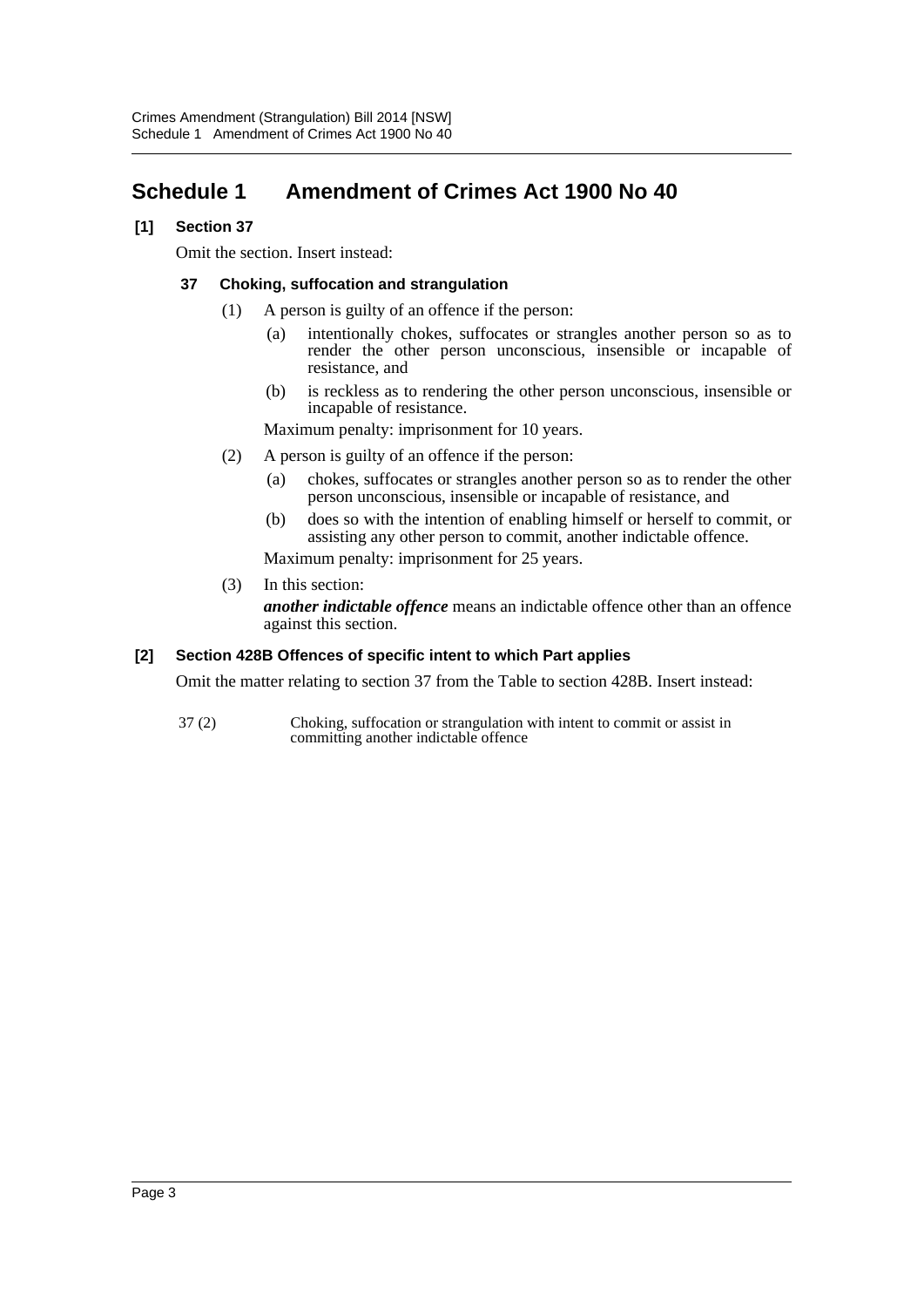# Schedule 1 Amendment of Crimes Act 1900 No 40

**[1] Section 37**

Omit the section. Insert instead:

**37 Choking, suffocation and strangulation**

(1) A person is guilty of an offence if the person:

(a) intentionally chokes, suffocates or strangles another person so as to render the other person unconscious, insensible or incapable of resistance, and

(b) is reckless as to rendering the other person unconscious, insensible or incapable of resistance.

Maximum penalty: imprisonment for 10 years.

(2) A person is guilty of an offence if the person:

(a) chokes, suffocates or strangles another person so as to render the other person unconscious, insensible or incapable of resistance, and

(b) does so with the intention of enabling himself or herself to commit, or assisting any other person to commit, another indictable offence.

Maximum penalty: imprisonment for 25 years.

(3) In this section:

***another indictable offence*** means an indictable offence other than an offence against this section.

**[2] Section 428B Offences of specific intent to which Part applies**

Omit the matter relating to section 37 from the Table to section 428B. Insert instead:

| | |
|---|---|
| 37 (2) | Choking, suffocation or strangulation with intent to commit or assist in committing another indictable offence |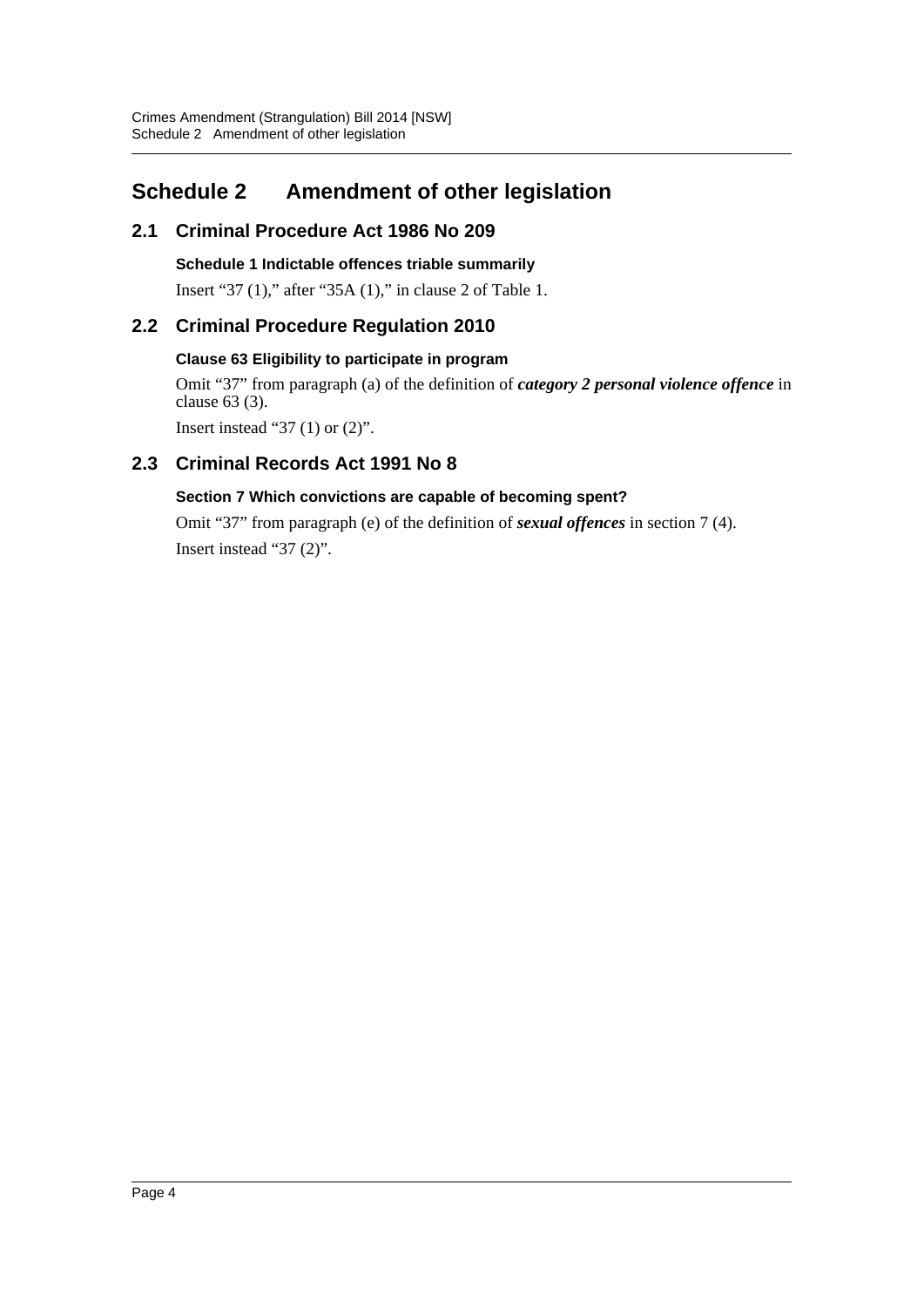# Schedule 2 Amendment of other legislation

## 2.1 Criminal Procedure Act 1986 No 209

### Schedule 1 Indictable offences triable summarily

Insert "37 (1)," after "35A (1)," in clause 2 of Table 1.

## 2.2 Criminal Procedure Regulation 2010

### Clause 63 Eligibility to participate in program

Omit "37" from paragraph (a) of the definition of ***category 2 personal violence offence*** in clause 63 (3).

Insert instead "37 (1) or (2)".

## 2.3 Criminal Records Act 1991 No 8

### Section 7 Which convictions are capable of becoming spent?

Omit "37" from paragraph (e) of the definition of ***sexual offences*** in section 7 (4).

Insert instead "37 (2)".